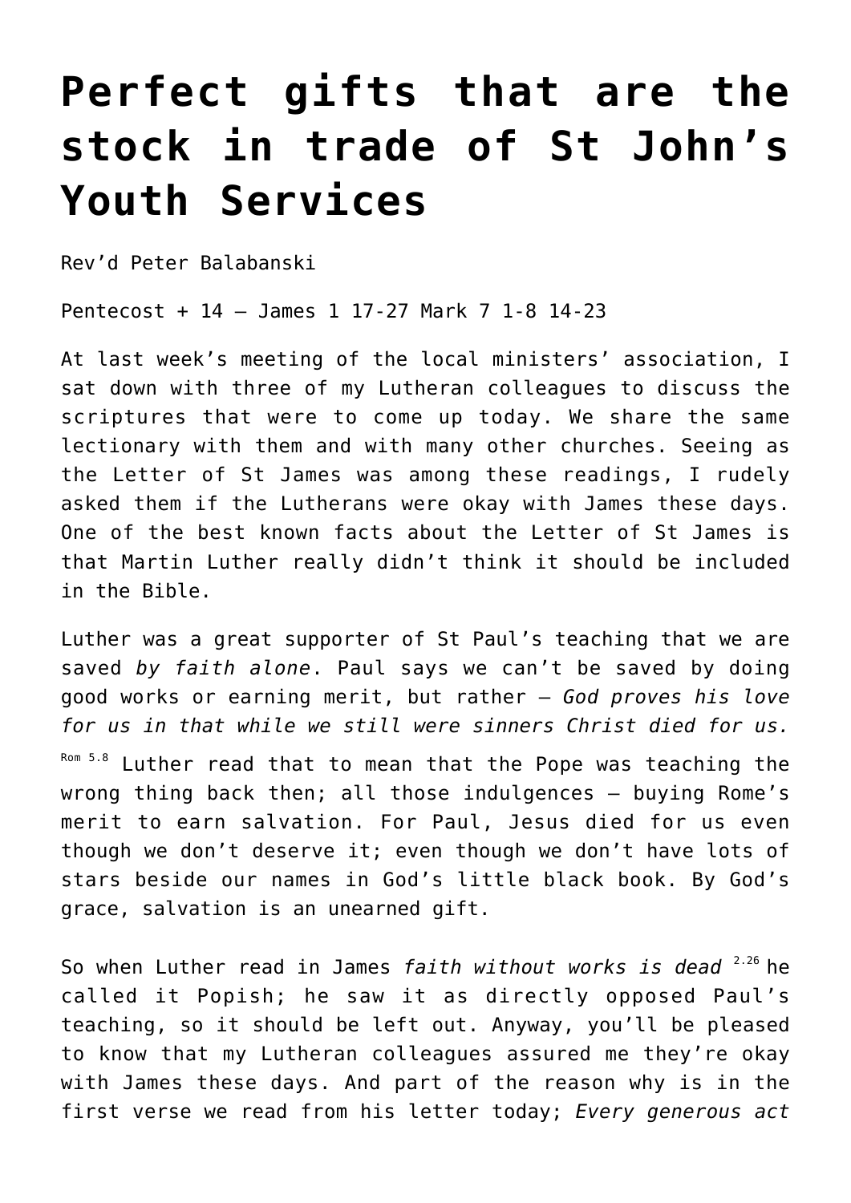# Perfect gifts that are the stock in trade of St John's Youth Services

Rev'd Peter Balabanski

Pentecost + 14 – James 1 17-27 Mark 7 1-8 14-23

At last week's meeting of the local ministers' association, I sat down with three of my Lutheran colleagues to discuss the scriptures that were to come up today. We share the same lectionary with them and with many other churches. Seeing as the Letter of St James was among these readings, I rudely asked them if the Lutherans were okay with James these days. One of the best known facts about the Letter of St James is that Martin Luther really didn't think it should be included in the Bible.

Luther was a great supporter of St Paul's teaching that we are saved *by faith alone*. Paul says we can't be saved by doing good works or earning merit, but rather – *God proves his love for us in that while we still were sinners Christ died for us.* [Rom 5.8] Luther read that to mean that the Pope was teaching the wrong thing back then; all those indulgences – buying Rome's merit to earn salvation. For Paul, Jesus died for us even though we don't deserve it; even though we don't have lots of stars beside our names in God's little black book. By God's grace, salvation is an unearned gift.

So when Luther read in James *faith without works is dead* [2.26] he called it Popish; he saw it as directly opposed Paul's teaching, so it should be left out. Anyway, you'll be pleased to know that my Lutheran colleagues assured me they're okay with James these days. And part of the reason why is in the first verse we read from his letter today; *Every generous act*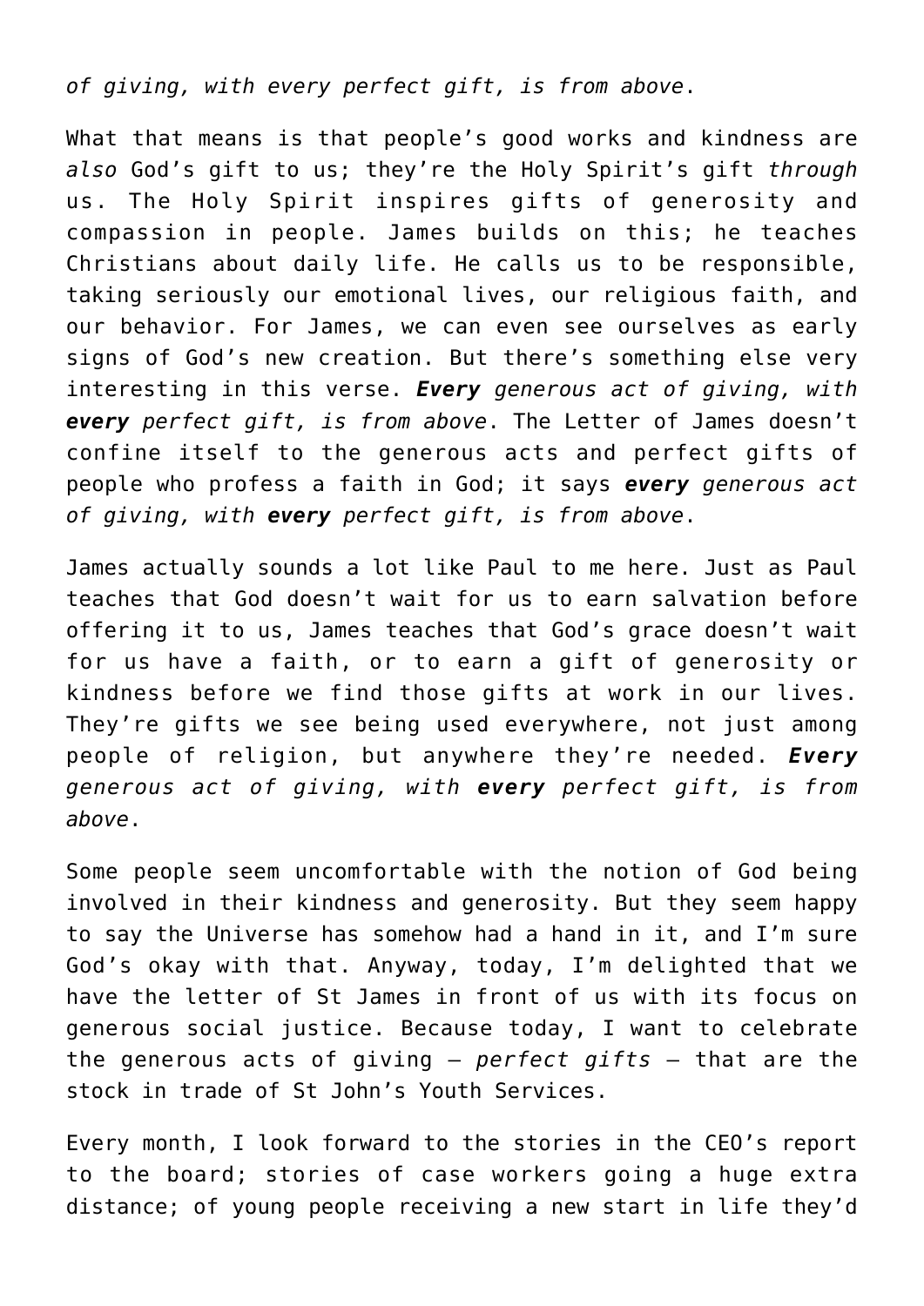*of giving, with every perfect gift, is from above*.

What that means is that people's good works and kindness are *also* God's gift to us; they're the Holy Spirit's gift *through* us. The Holy Spirit inspires gifts of generosity and compassion in people. James builds on this; he teaches Christians about daily life. He calls us to be responsible, taking seriously our emotional lives, our religious faith, and our behavior. For James, we can even see ourselves as early signs of God's new creation. But there's something else very interesting in this verse. ***Every*** *generous act of giving, with* ***every*** *perfect gift, is from above*. The Letter of James doesn't confine itself to the generous acts and perfect gifts of people who profess a faith in God; it says ***every*** *generous act of giving, with* ***every*** *perfect gift, is from above*.

James actually sounds a lot like Paul to me here. Just as Paul teaches that God doesn't wait for us to earn salvation before offering it to us, James teaches that God's grace doesn't wait for us have a faith, or to earn a gift of generosity or kindness before we find those gifts at work in our lives. They're gifts we see being used everywhere, not just among people of religion, but anywhere they're needed. ***Every*** *generous act of giving, with* ***every*** *perfect gift, is from above*.

Some people seem uncomfortable with the notion of God being involved in their kindness and generosity. But they seem happy to say the Universe has somehow had a hand in it, and I'm sure God's okay with that. Anyway, today, I'm delighted that we have the letter of St James in front of us with its focus on generous social justice. Because today, I want to celebrate the generous acts of giving – *perfect gifts* – that are the stock in trade of St John's Youth Services.

Every month, I look forward to the stories in the CEO's report to the board; stories of case workers going a huge extra distance; of young people receiving a new start in life they'd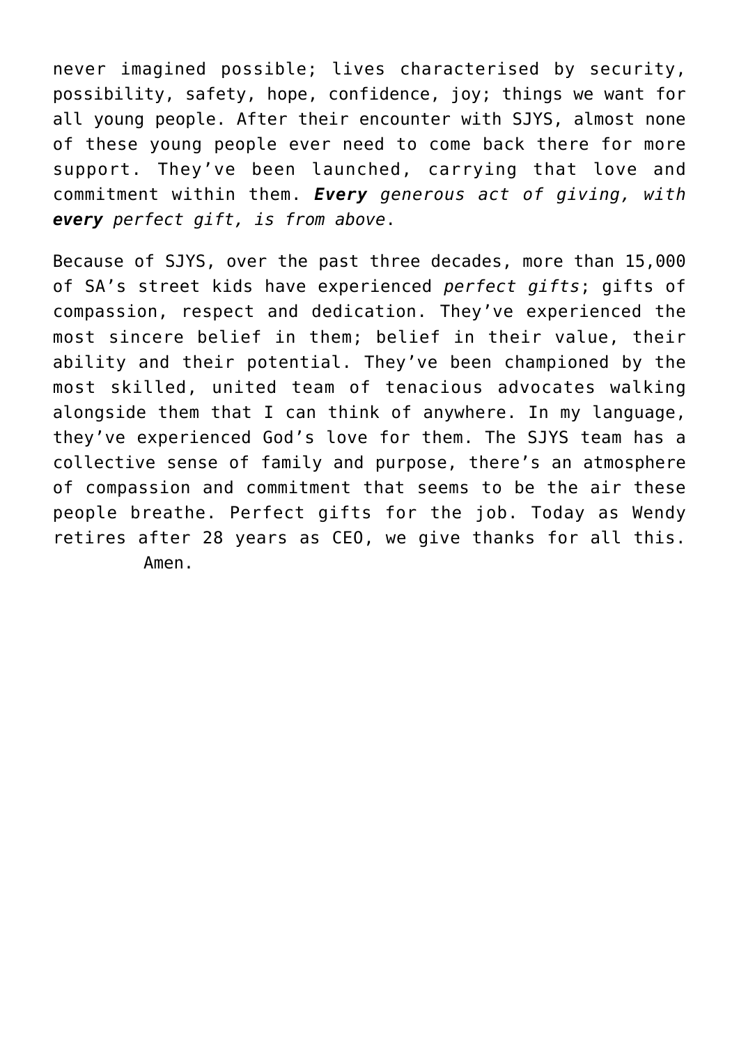never imagined possible; lives characterised by security, possibility, safety, hope, confidence, joy; things we want for all young people. After their encounter with SJYS, almost none of these young people ever need to come back there for more support. They've been launched, carrying that love and commitment within them. ***Every** generous act of giving, with **every** perfect gift, is from above*.

Because of SJYS, over the past three decades, more than 15,000 of SA's street kids have experienced *perfect gifts*; gifts of compassion, respect and dedication. They've experienced the most sincere belief in them; belief in their value, their ability and their potential. They've been championed by the most skilled, united team of tenacious advocates walking alongside them that I can think of anywhere. In my language, they've experienced God's love for them. The SJYS team has a collective sense of family and purpose, there's an atmosphere of compassion and commitment that seems to be the air these people breathe. Perfect gifts for the job. Today as Wendy retires after 28 years as CEO, we give thanks for all this. Amen.